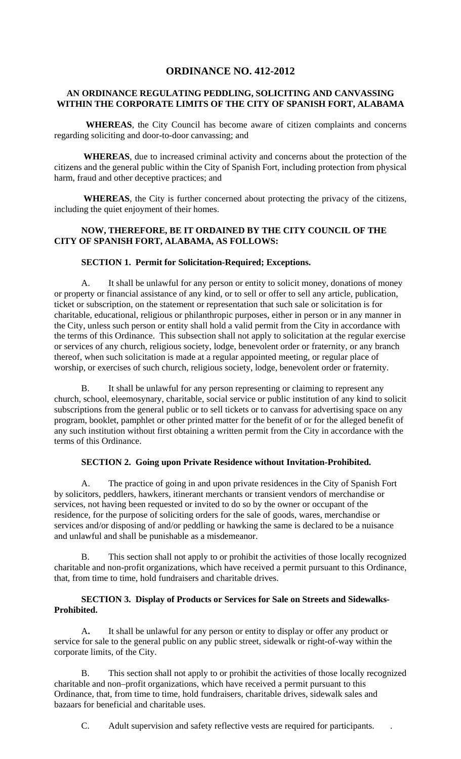# ORDINANCE NO. 412-2012

## AN ORDINANCE REGULATING PEDDLING, SOLICITING AND CANVASSING WITHIN THE CORPORATE LIMITS OF THE CITY OF SPANISH FORT, ALABAMA

**WHEREAS**, the City Council has become aware of citizen complaints and concerns regarding soliciting and door-to-door canvassing; and

**WHEREAS**, due to increased criminal activity and concerns about the protection of the citizens and the general public within the City of Spanish Fort, including protection from physical harm, fraud and other deceptive practices; and

**WHEREAS**, the City is further concerned about protecting the privacy of the citizens, including the quiet enjoyment of their homes.

**NOW, THEREFORE, BE IT ORDAINED BY THE CITY COUNCIL OF THE CITY OF SPANISH FORT, ALABAMA, AS FOLLOWS:**

### SECTION 1. Permit for Solicitation-Required; Exceptions.

A. It shall be unlawful for any person or entity to solicit money, donations of money or property or financial assistance of any kind, or to sell or offer to sell any article, publication, ticket or subscription, on the statement or representation that such sale or solicitation is for charitable, educational, religious or philanthropic purposes, either in person or in any manner in the City, unless such person or entity shall hold a valid permit from the City in accordance with the terms of this Ordinance. This subsection shall not apply to solicitation at the regular exercise or services of any church, religious society, lodge, benevolent order or fraternity, or any branch thereof, when such solicitation is made at a regular appointed meeting, or regular place of worship, or exercises of such church, religious society, lodge, benevolent order or fraternity.

B. It shall be unlawful for any person representing or claiming to represent any church, school, eleemosynary, charitable, social service or public institution of any kind to solicit subscriptions from the general public or to sell tickets or to canvass for advertising space on any program, booklet, pamphlet or other printed matter for the benefit of or for the alleged benefit of any such institution without first obtaining a written permit from the City in accordance with the terms of this Ordinance.

### SECTION 2. Going upon Private Residence without Invitation-Prohibited.

A. The practice of going in and upon private residences in the City of Spanish Fort by solicitors, peddlers, hawkers, itinerant merchants or transient vendors of merchandise or services, not having been requested or invited to do so by the owner or occupant of the residence, for the purpose of soliciting orders for the sale of goods, wares, merchandise or services and/or disposing of and/or peddling or hawking the same is declared to be a nuisance and unlawful and shall be punishable as a misdemeanor.

B. This section shall not apply to or prohibit the activities of those locally recognized charitable and non-profit organizations, which have received a permit pursuant to this Ordinance, that, from time to time, hold fundraisers and charitable drives.

### SECTION 3. Display of Products or Services for Sale on Streets and Sidewalks-Prohibited.

A. It shall be unlawful for any person or entity to display or offer any product or service for sale to the general public on any public street, sidewalk or right-of-way within the corporate limits, of the City.

B. This section shall not apply to or prohibit the activities of those locally recognized charitable and non–profit organizations, which have received a permit pursuant to this Ordinance, that, from time to time, hold fundraisers, charitable drives, sidewalk sales and bazaars for beneficial and charitable uses.

C. Adult supervision and safety reflective vests are required for participants.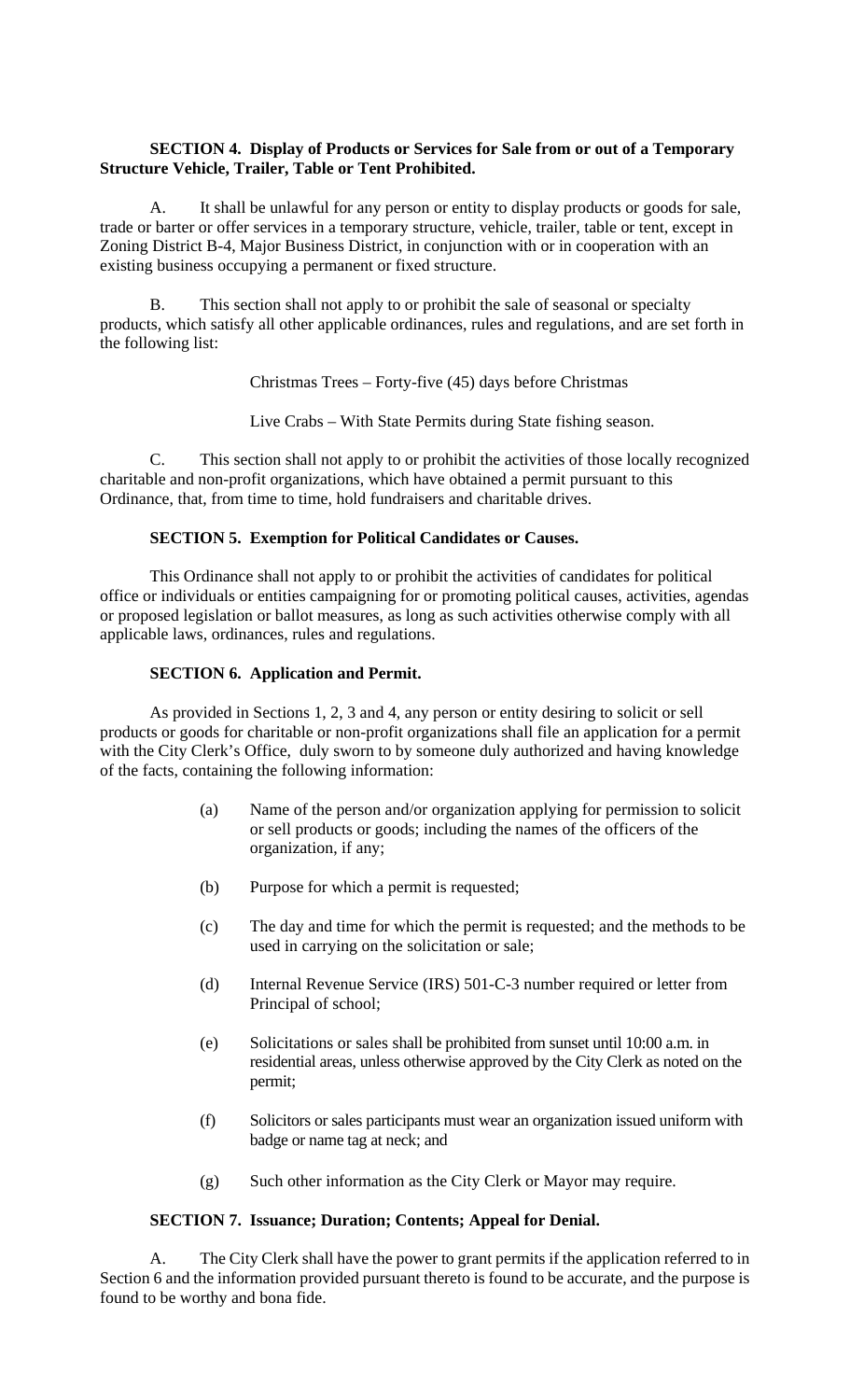**SECTION 4. Display of Products or Services for Sale from or out of a Temporary Structure Vehicle, Trailer, Table or Tent Prohibited.**

A. It shall be unlawful for any person or entity to display products or goods for sale, trade or barter or offer services in a temporary structure, vehicle, trailer, table or tent, except in Zoning District B-4, Major Business District, in conjunction with or in cooperation with an existing business occupying a permanent or fixed structure.

B. This section shall not apply to or prohibit the sale of seasonal or specialty products, which satisfy all other applicable ordinances, rules and regulations, and are set forth in the following list:

Christmas Trees – Forty-five (45) days before Christmas

Live Crabs – With State Permits during State fishing season.

C. This section shall not apply to or prohibit the activities of those locally recognized charitable and non-profit organizations, which have obtained a permit pursuant to this Ordinance, that, from time to time, hold fundraisers and charitable drives.

**SECTION 5. Exemption for Political Candidates or Causes.**

This Ordinance shall not apply to or prohibit the activities of candidates for political office or individuals or entities campaigning for or promoting political causes, activities, agendas or proposed legislation or ballot measures, as long as such activities otherwise comply with all applicable laws, ordinances, rules and regulations.

**SECTION 6. Application and Permit.**

As provided in Sections 1, 2, 3 and 4, any person or entity desiring to solicit or sell products or goods for charitable or non-profit organizations shall file an application for a permit with the City Clerk's Office, duly sworn to by someone duly authorized and having knowledge of the facts, containing the following information:

(a) Name of the person and/or organization applying for permission to solicit or sell products or goods; including the names of the officers of the organization, if any;

(b) Purpose for which a permit is requested;

(c) The day and time for which the permit is requested; and the methods to be used in carrying on the solicitation or sale;

(d) Internal Revenue Service (IRS) 501-C-3 number required or letter from Principal of school;

(e) Solicitations or sales shall be prohibited from sunset until 10:00 a.m. in residential areas, unless otherwise approved by the City Clerk as noted on the permit;

(f) Solicitors or sales participants must wear an organization issued uniform with badge or name tag at neck; and

(g) Such other information as the City Clerk or Mayor may require.

**SECTION 7. Issuance; Duration; Contents; Appeal for Denial.**

A. The City Clerk shall have the power to grant permits if the application referred to in Section 6 and the information provided pursuant thereto is found to be accurate, and the purpose is found to be worthy and bona fide.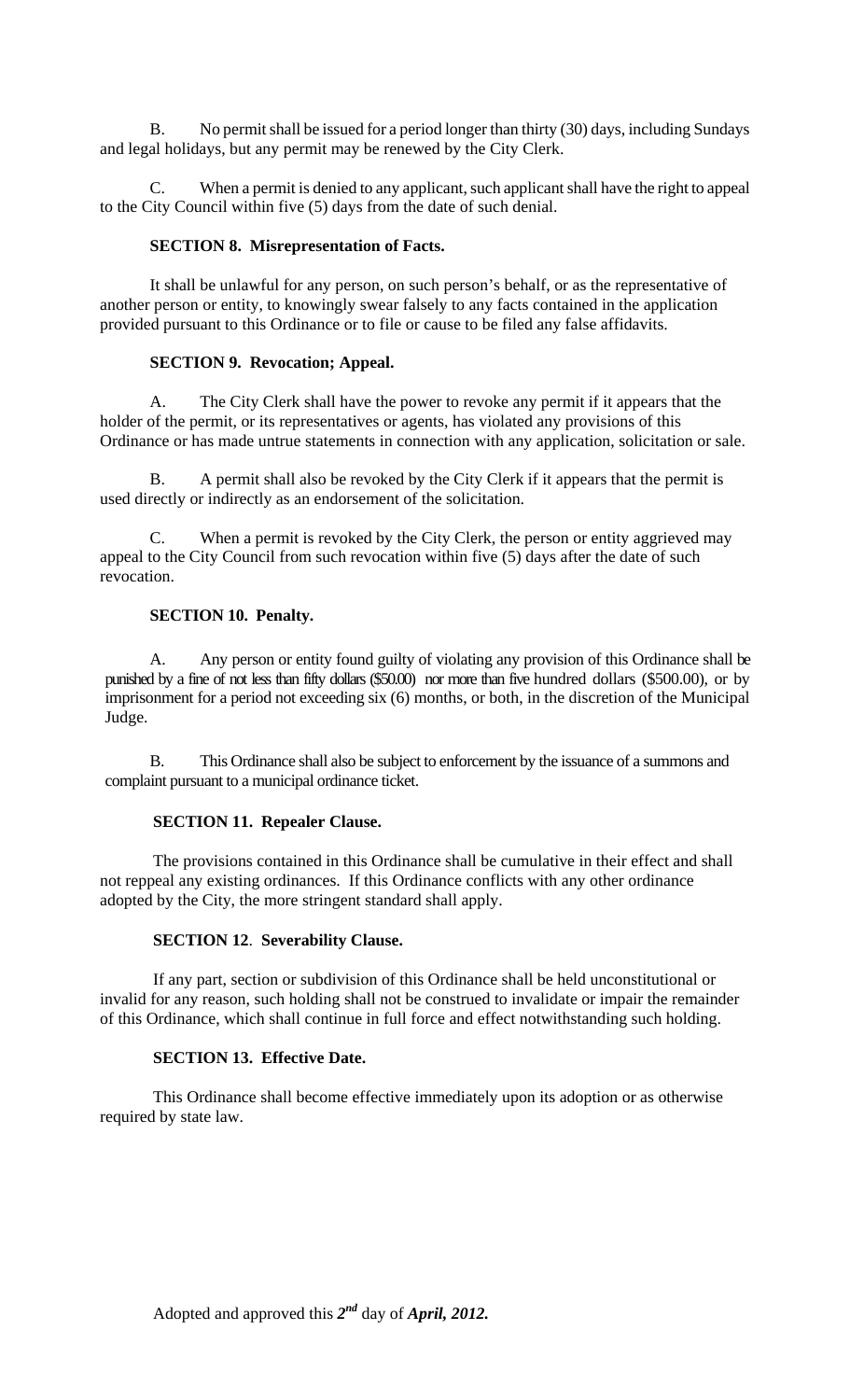B. No permit shall be issued for a period longer than thirty (30) days, including Sundays and legal holidays, but any permit may be renewed by the City Clerk.

C. When a permit is denied to any applicant, such applicant shall have the right to appeal to the City Council within five (5) days from the date of such denial.

**SECTION 8. Misrepresentation of Facts.**

It shall be unlawful for any person, on such person's behalf, or as the representative of another person or entity, to knowingly swear falsely to any facts contained in the application provided pursuant to this Ordinance or to file or cause to be filed any false affidavits.

**SECTION 9. Revocation; Appeal.**

A. The City Clerk shall have the power to revoke any permit if it appears that the holder of the permit, or its representatives or agents, has violated any provisions of this Ordinance or has made untrue statements in connection with any application, solicitation or sale.

B. A permit shall also be revoked by the City Clerk if it appears that the permit is used directly or indirectly as an endorsement of the solicitation.

C. When a permit is revoked by the City Clerk, the person or entity aggrieved may appeal to the City Council from such revocation within five (5) days after the date of such revocation.

**SECTION 10. Penalty.**

A. Any person or entity found guilty of violating any provision of this Ordinance shall be punished by a fine of not less than fifty dollars ($50.00) nor more than five hundred dollars ($500.00), or by imprisonment for a period not exceeding six (6) months, or both, in the discretion of the Municipal Judge.

B. This Ordinance shall also be subject to enforcement by the issuance of a summons and complaint pursuant to a municipal ordinance ticket.

**SECTION 11. Repealer Clause.**

The provisions contained in this Ordinance shall be cumulative in their effect and shall not reppeal any existing ordinances. If this Ordinance conflicts with any other ordinance adopted by the City, the more stringent standard shall apply.

**SECTION 12. Severability Clause.**

If any part, section or subdivision of this Ordinance shall be held unconstitutional or invalid for any reason, such holding shall not be construed to invalidate or impair the remainder of this Ordinance, which shall continue in full force and effect notwithstanding such holding.

**SECTION 13. Effective Date.**

This Ordinance shall become effective immediately upon its adoption or as otherwise required by state law.

Adopted and approved this ***2nd*** day of ***April, 2012.***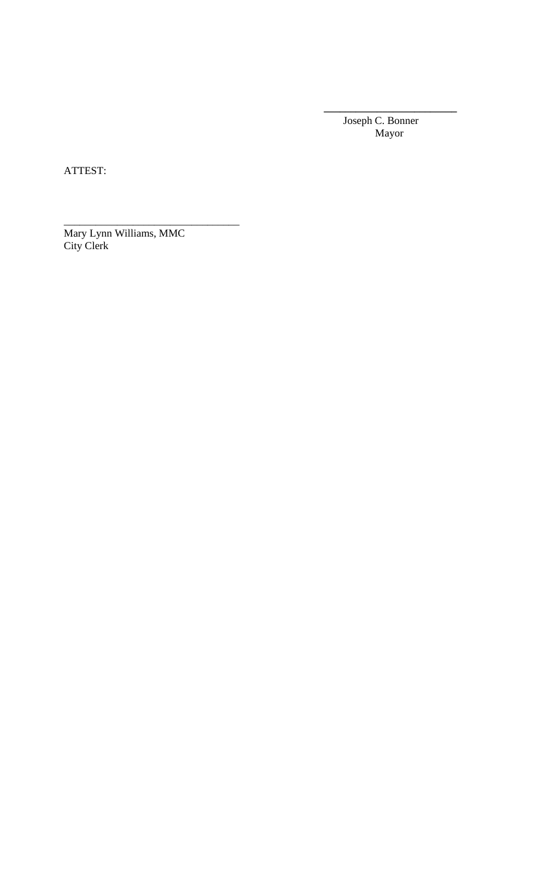\_\_\_\_\_\_\_\_\_\_\_\_\_\_\_\_\_\_\_\_\_\_\_\_

Joseph C. Bonner
Mayor

ATTEST:

\_\_\_\_\_\_\_\_\_\_\_\_\_\_\_\_\_\_\_\_\_\_\_\_\_\_\_\_\_\_\_\_

Mary Lynn Williams, MMC
City Clerk